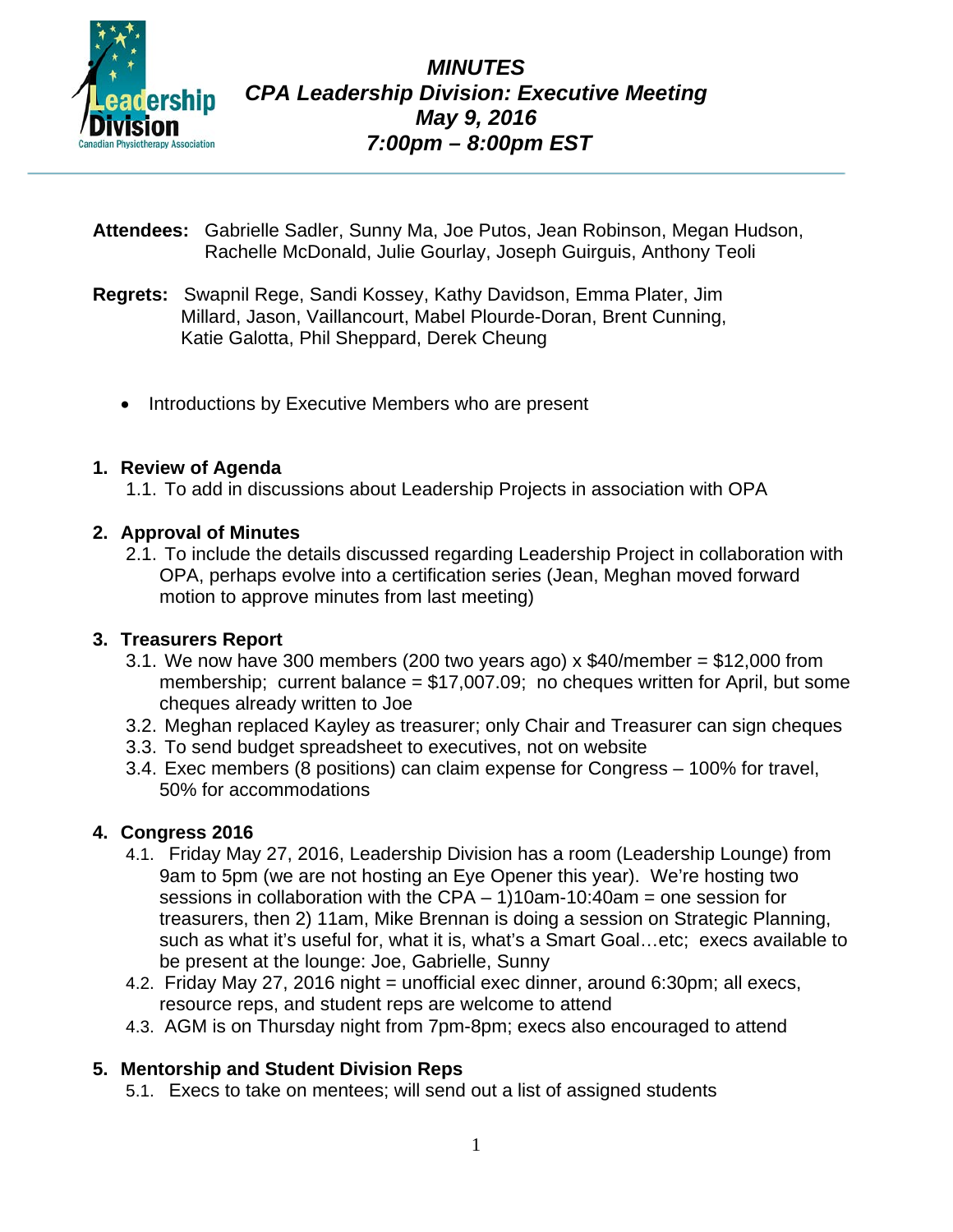# *MINUTES*
## *CPA Leadership Division: Executive Meeting*
## *May 9, 2016*
## *7:00pm – 8:00pm EST*

**Attendees:** Gabrielle Sadler, Sunny Ma, Joe Putos, Jean Robinson, Megan Hudson, Rachelle McDonald, Julie Gourlay, Joseph Guirguis, Anthony Teoli

**Regrets:** Swapnil Rege, Sandi Kossey, Kathy Davidson, Emma Plater, Jim Millard, Jason, Vaillancourt, Mabel Plourde-Doran, Brent Cunning, Katie Galotta, Phil Sheppard, Derek Cheung

- Introductions by Executive Members who are present

### 1. Review of Agenda

1.1. To add in discussions about Leadership Projects in association with OPA

### 2. Approval of Minutes

2.1. To include the details discussed regarding Leadership Project in collaboration with OPA, perhaps evolve into a certification series (Jean, Meghan moved forward motion to approve minutes from last meeting)

### 3. Treasurers Report

3.1. We now have 300 members (200 two years ago) x $40/member = $12,000 from membership; current balance = $17,007.09; no cheques written for April, but some cheques already written to Joe

3.2. Meghan replaced Kayley as treasurer; only Chair and Treasurer can sign cheques

3.3. To send budget spreadsheet to executives, not on website

3.4. Exec members (8 positions) can claim expense for Congress – 100% for travel, 50% for accommodations

### 4. Congress 2016

4.1. Friday May 27, 2016, Leadership Division has a room (Leadership Lounge) from 9am to 5pm (we are not hosting an Eye Opener this year). We're hosting two sessions in collaboration with the CPA – 1)10am-10:40am = one session for treasurers, then 2) 11am, Mike Brennan is doing a session on Strategic Planning, such as what it's useful for, what it is, what's a Smart Goal…etc; execs available to be present at the lounge: Joe, Gabrielle, Sunny

4.2. Friday May 27, 2016 night = unofficial exec dinner, around 6:30pm; all execs, resource reps, and student reps are welcome to attend

4.3. AGM is on Thursday night from 7pm-8pm; execs also encouraged to attend

### 5. Mentorship and Student Division Reps

5.1. Execs to take on mentees; will send out a list of assigned students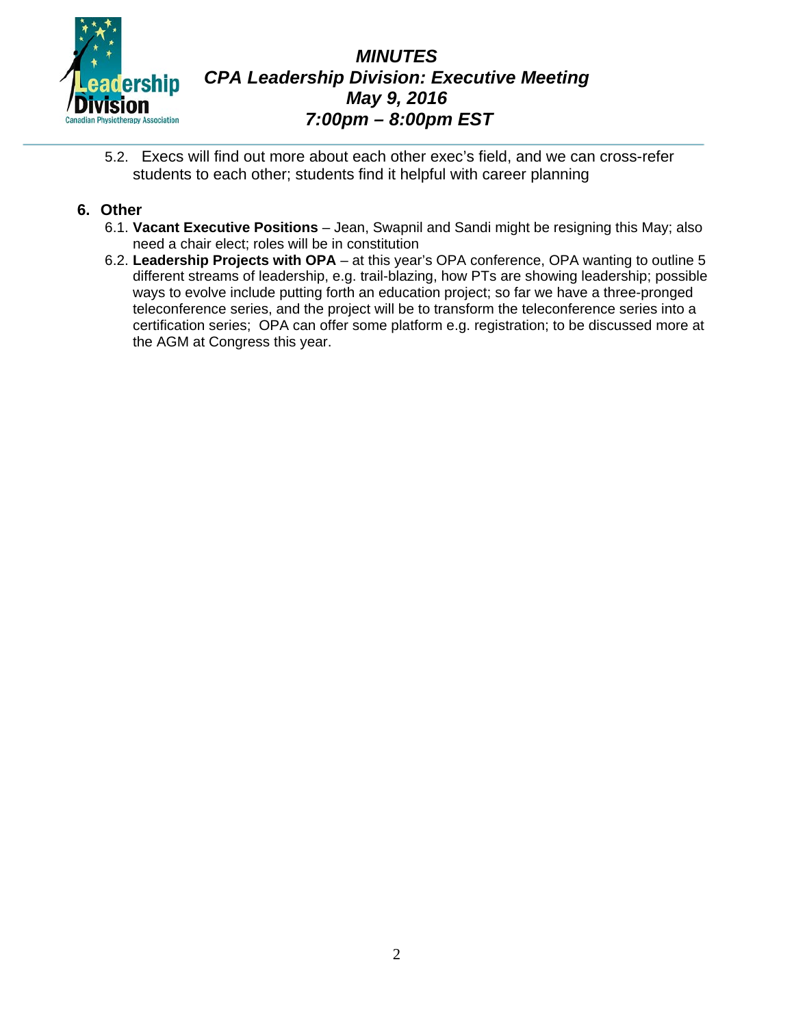5.2. Execs will find out more about each other exec's field, and we can cross-refer students to each other; students find it helpful with career planning

## 6. Other

6.1. **Vacant Executive Positions** – Jean, Swapnil and Sandi might be resigning this May; also need a chair elect; roles will be in constitution

6.2. **Leadership Projects with OPA** – at this year's OPA conference, OPA wanting to outline 5 different streams of leadership, e.g. trail-blazing, how PTs are showing leadership; possible ways to evolve include putting forth an education project; so far we have a three-pronged teleconference series, and the project will be to transform the teleconference series into a certification series; OPA can offer some platform e.g. registration; to be discussed more at the AGM at Congress this year.